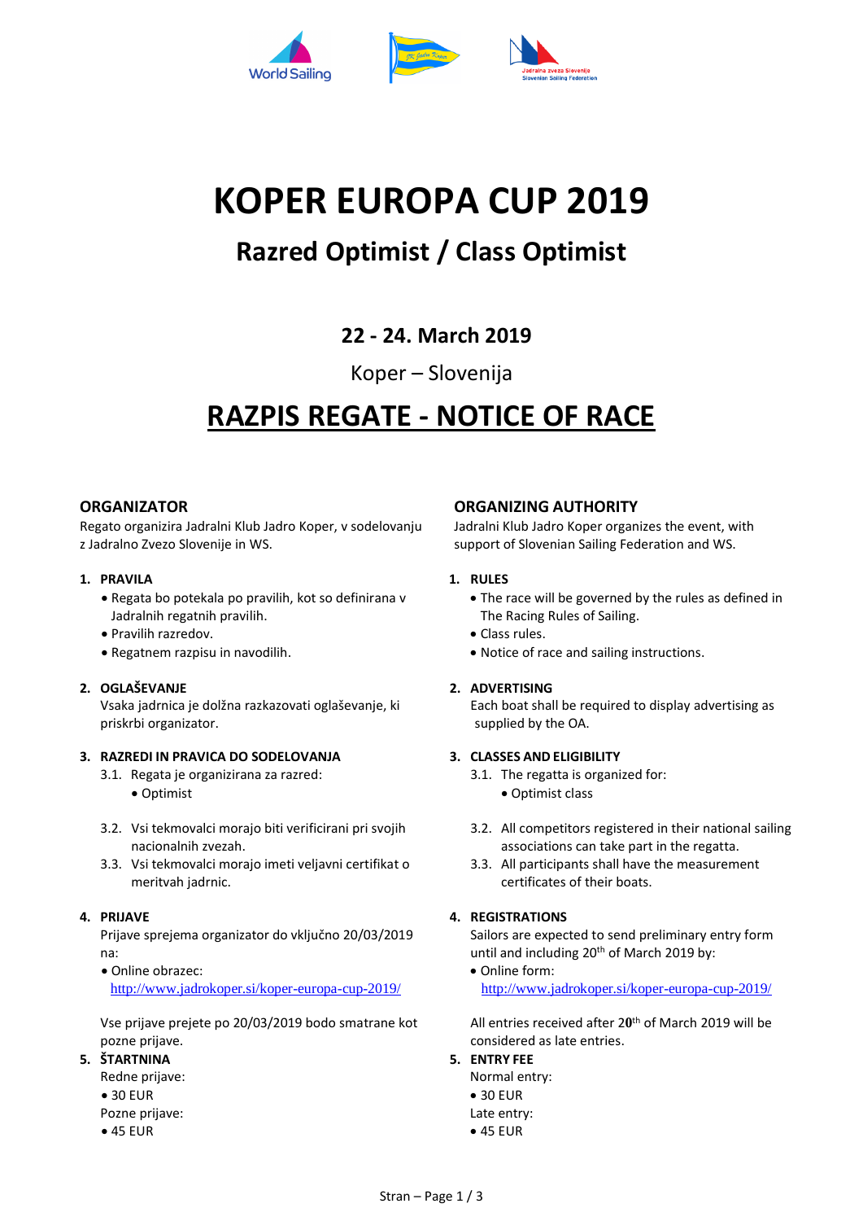# KOPER EUROPA CUP 2019

## Razred Optimist / Class Optimist

### 22 - 24. March 2019

Koper – Slovenija

# RAZPIS REGATE - NOTICE OF RACE

### ORGANIZATOR

Regato organizira Jadralni Klub Jadro Koper, v sodelovanju z Jadralno Zvezo Slovenije in WS.

**1. PRAVILA**

- Regata bo potekala po pravilih, kot so definirana v Jadralnih regatnih pravilih.
- Pravilih razredov.
- Regatnem razpisu in navodilih.

**2. OGLAŠEVANJE**

Vsaka jadrnica je dolžna razkazovati oglaševanje, ki priskrbi organizator.

**3. RAZREDI IN PRAVICA DO SODELOVANJA**

3.1. Regata je organizirana za razred:

- Optimist

3.2. Vsi tekmovalci morajo biti verificirani pri svojih nacionalnih zvezah.

3.3. Vsi tekmovalci morajo imeti veljavni certifikat o meritvah jadrnic.

**4. PRIJAVE**

Prijave sprejema organizator do vključno 20/03/2019 na:

- Online obrazec: http://www.jadrokoper.si/koper-europa-cup-2019/

Vse prijave prejete po 20/03/2019 bodo smatrane kot pozne prijave.

**5. ŠTARTNINA**

Redne prijave:

- 30 EUR

Pozne prijave:

- 45 EUR

### ORGANIZING AUTHORITY

Jadralni Klub Jadro Koper organizes the event, with support of Slovenian Sailing Federation and WS.

**1. RULES**

- The race will be governed by the rules as defined in The Racing Rules of Sailing.
- Class rules.
- Notice of race and sailing instructions.

**2. ADVERTISING**

Each boat shall be required to display advertising as supplied by the OA.

**3. CLASSES AND ELIGIBILITY**

3.1. The regatta is organized for:

- Optimist class

3.2. All competitors registered in their national sailing associations can take part in the regatta.

3.3. All participants shall have the measurement certificates of their boats.

**4. REGISTRATIONS**

Sailors are expected to send preliminary entry form until and including 20th of March 2019 by:

- Online form: http://www.jadrokoper.si/koper-europa-cup-2019/

All entries received after 20th of March 2019 will be considered as late entries.

**5. ENTRY FEE**

Normal entry:

- 30 EUR

Late entry:

- 45 EUR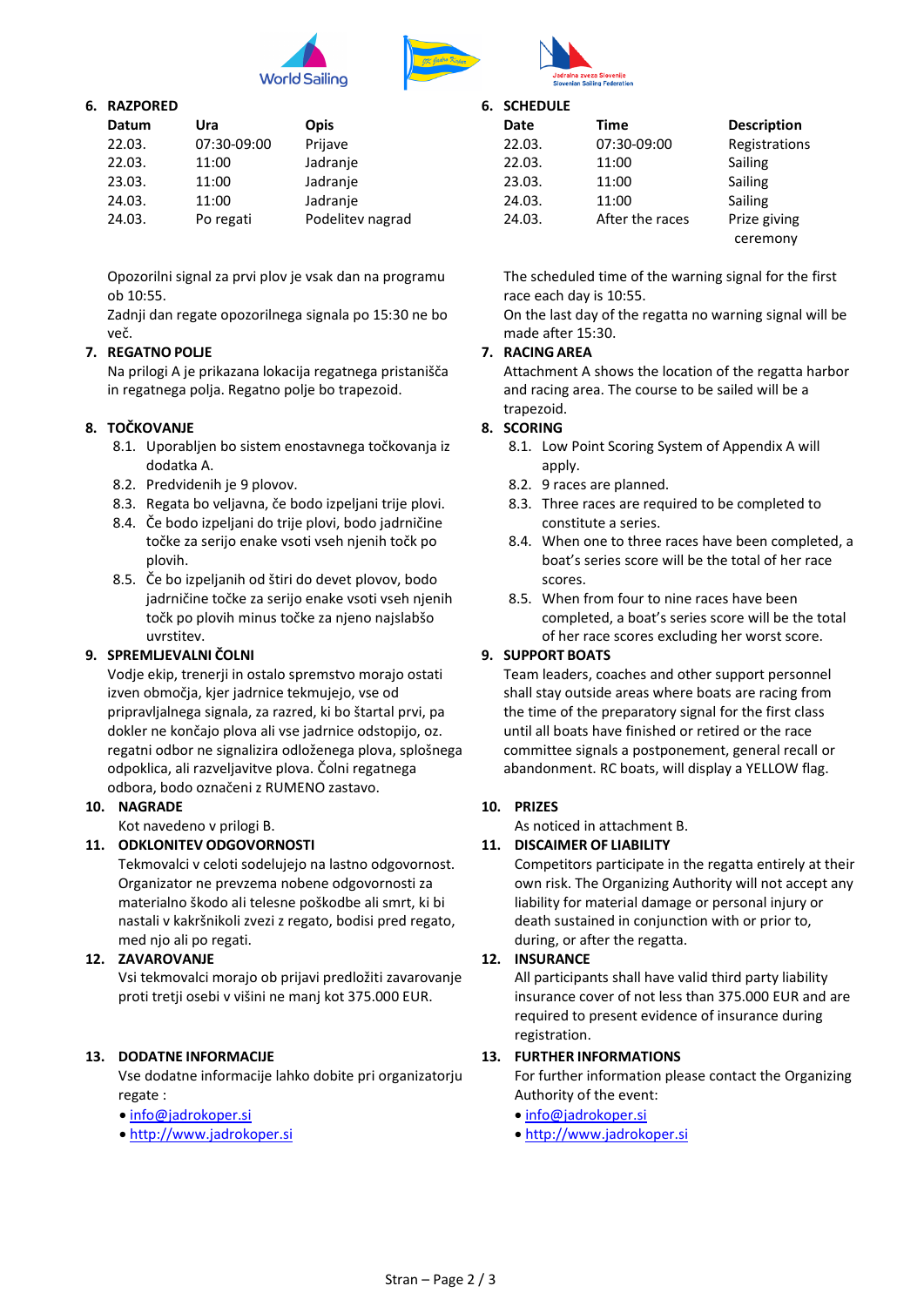## 6. RAZPORED

| Datum | Ura | Opis |
|---|---|---|
| 22.03. | 07:30-09:00 | Prijave |
| 22.03. | 11:00 | Jadranje |
| 23.03. | 11:00 | Jadranje |
| 24.03. | 11:00 | Jadranje |
| 24.03. | Po regati | Podelitev nagrad |

Opozorilni signal za prvi plov je vsak dan na programu ob 10:55.
Zadnji dan regate opozorilnega signala po 15:30 ne bo več.

## 7. REGATNO POLJE

Na prilogi A je prikazana lokacija regatnega pristanišča in regatnega polja. Regatno polje bo trapezoid.

## 8. TOČKOVANJE

8.1. Uporabljen bo sistem enostavnega točkovanja iz dodatka A.
8.2. Predvidenih je 9 plovov.
8.3. Regata bo veljavna, če bodo izpeljani trije plovi.
8.4. Če bodo izpeljani do trije plovi, bodo jadrničine točke za serijo enake vsoti vseh njenih točk po plovih.
8.5. Če bo izpeljanih od štiri do devet plovov, bodo jadrničine točke za serijo enake vsoti vseh njenih točk po plovih minus točke za njeno najslabšo uvrstitev.

## 9. SPREMLJEVALNI ČOLNI

Vodje ekip, trenerji in ostalo spremstvo morajo ostati izven območja, kjer jadrnice tekmujejo, vse od pripravljalnega signala, za razred, ki bo štartal prvi, pa dokler ne končajo plova ali vse jadrnice odstopijo, oz. regatni odbor ne signalizira odloženega plova, splošnega odpoklica, ali razveljavitve plova. Čolni regatnega odbora, bodo označeni z RUMENO zastavo.

## 10. NAGRADE

Kot navedeno v prilogi B.

## 11. ODKLONITEV ODGOVORNOSTI

Tekmovalci v celoti sodelujejo na lastno odgovornost. Organizator ne prevzema nobene odgovornosti za materialno škodo ali telesne poškodbe ali smrt, ki bi nastali v kakršnikoli zvezi z regato, bodisi pred regato, med njo ali po regati.

## 12. ZAVAROVANJE

Vsi tekmovalci morajo ob prijavi predložiti zavarovanje proti tretji osebi v višini ne manj kot 375.000 EUR.

## 13. DODATNE INFORMACIJE

Vse dodatne informacije lahko dobite pri organizatorju regate :

- info@jadrokoper.si
- http://www.jadrokoper.si

## 6. SCHEDULE

| Date | Time | Description |
|---|---|---|
| 22.03. | 07:30-09:00 | Registrations |
| 22.03. | 11:00 | Sailing |
| 23.03. | 11:00 | Sailing |
| 24.03. | 11:00 | Sailing |
| 24.03. | After the races | Prize giving ceremony |

The scheduled time of the warning signal for the first race each day is 10:55.
On the last day of the regatta no warning signal will be made after 15:30.

## 7. RACING AREA

Attachment A shows the location of the regatta harbor and racing area. The course to be sailed will be a trapezoid.

## 8. SCORING

8.1. Low Point Scoring System of Appendix A will apply.
8.2. 9 races are planned.
8.3. Three races are required to be completed to constitute a series.
8.4. When one to three races have been completed, a boat's series score will be the total of her race scores.
8.5. When from four to nine races have been completed, a boat's series score will be the total of her race scores excluding her worst score.

## 9. SUPPORT BOATS

Team leaders, coaches and other support personnel shall stay outside areas where boats are racing from the time of the preparatory signal for the first class until all boats have finished or retired or the race committee signals a postponement, general recall or abandonment. RC boats, will display a YELLOW flag.

## 10. PRIZES

As noticed in attachment B.

## 11. DISCAIMER OF LIABILITY

Competitors participate in the regatta entirely at their own risk. The Organizing Authority will not accept any liability for material damage or personal injury or death sustained in conjunction with or prior to, during, or after the regatta.

## 12. INSURANCE

All participants shall have valid third party liability insurance cover of not less than 375.000 EUR and are required to present evidence of insurance during registration.

## 13. FURTHER INFORMATIONS

For further information please contact the Organizing Authority of the event:

- info@jadrokoper.si
- http://www.jadrokoper.si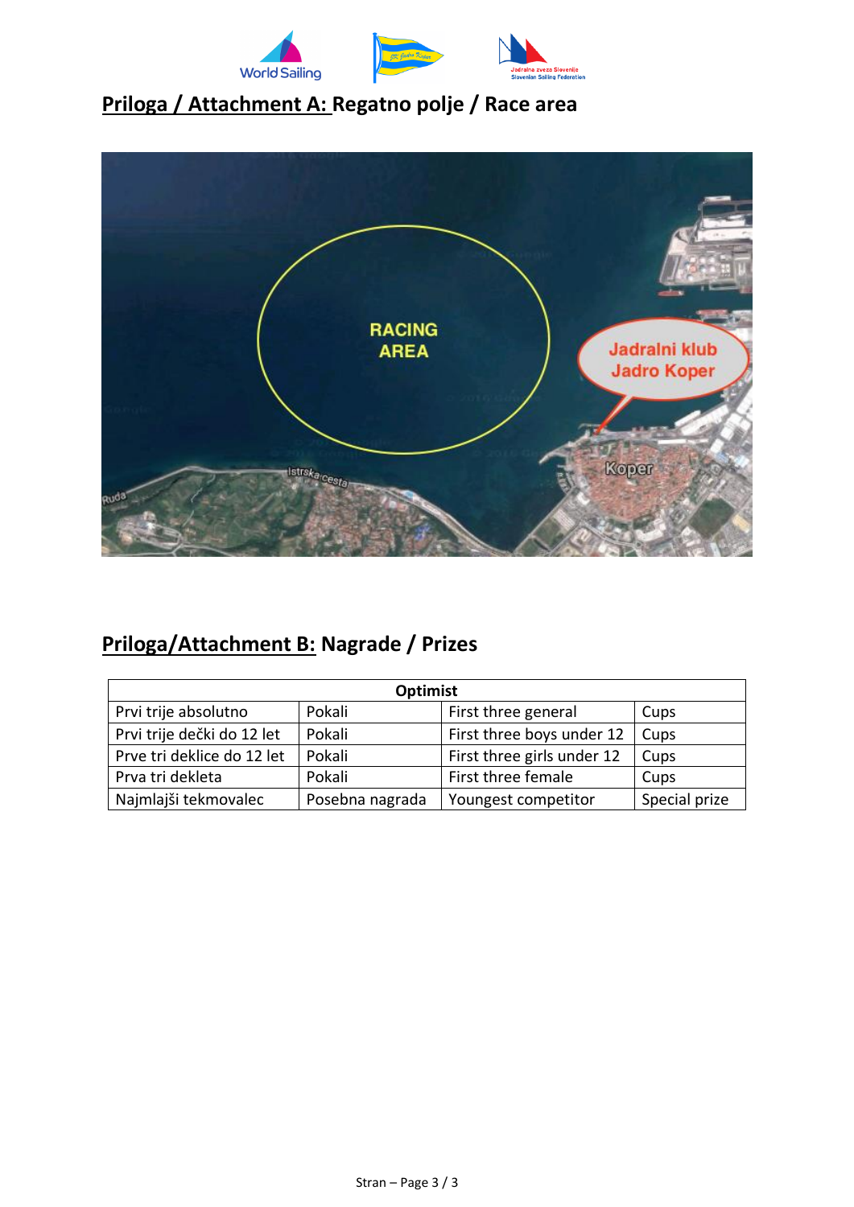## Priloga / Attachment A: Regatno polje / Race area

RACING AREA

Jadralni klub Jadro Koper

Koper

Istrska cesta

Ruda

## Priloga/Attachment B: Nagrade / Prizes

| Optimist | | | |
|---|---|---|---|
| Prvi trije absolutno | Pokali | First three general | Cups |
| Prvi trije dečki do 12 let | Pokali | First three boys under 12 | Cups |
| Prve tri deklice do 12 let | Pokali | First three girls under 12 | Cups |
| Prva tri dekleta | Pokali | First three female | Cups |
| Najmlajši tekmovalec | Posebna nagrada | Youngest competitor | Special prize |